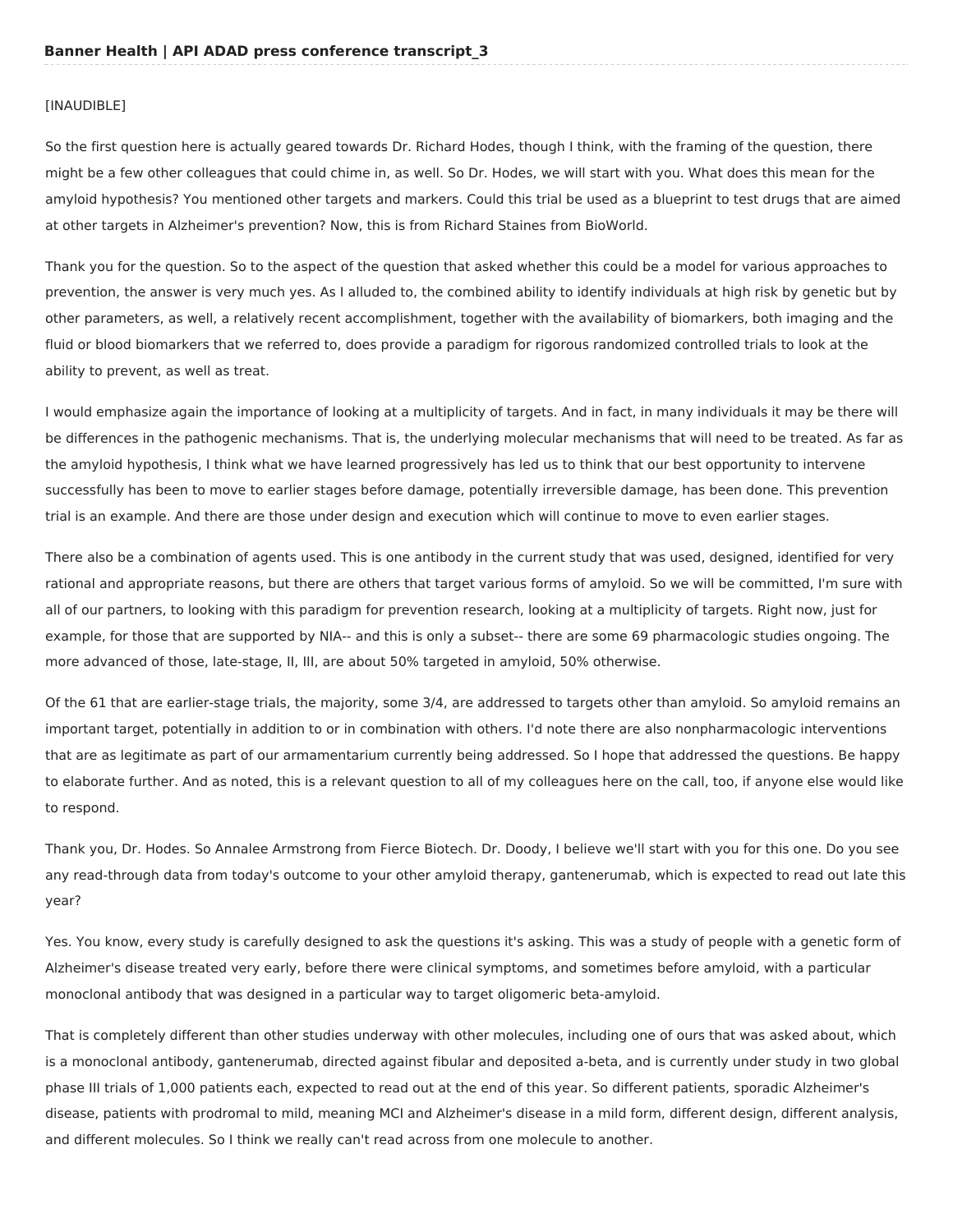[INAUDIBLE]

So the first question here is actually geared towards Dr. Richard Hodes, though I think, with the framing of the question, there might be a few other colleagues that could chime in, as well. So Dr. Hodes, we will start with you. What does this mean for the amyloid hypothesis? You mentioned other targets and markers. Could this trial be used as a blueprint to test drugs that are aimed at other targets in Alzheimer's prevention? Now, this is from Richard Staines from BioWorld.

Thank you for the question. So to the aspect of the question that asked whether this could be a model for various approaches to prevention, the answer is very much yes. As I alluded to, the combined ability to identify individuals at high risk by genetic but by other parameters, as well, a relatively recent accomplishment, together with the availability of biomarkers, both imaging and the fluid or blood biomarkers that we referred to, does provide a paradigm for rigorous randomized controlled trials to look at the ability to prevent, as well as treat.

I would emphasize again the importance of looking at a multiplicity of targets. And in fact, in many individuals it may be there will be differences in the pathogenic mechanisms. That is, the underlying molecular mechanisms that will need to be treated. As far as the amyloid hypothesis, I think what we have learned progressively has led us to think that our best opportunity to intervene successfully has been to move to earlier stages before damage, potentially irreversible damage, has been done. This prevention trial is an example. And there are those under design and execution which will continue to move to even earlier stages.

There also be a combination of agents used. This is one antibody in the current study that was used, designed, identified for very rational and appropriate reasons, but there are others that target various forms of amyloid. So we will be committed, I'm sure with all of our partners, to looking with this paradigm for prevention research, looking at a multiplicity of targets. Right now, just for example, for those that are supported by NIA-- and this is only a subset-- there are some 69 pharmacologic studies ongoing. The more advanced of those, late-stage, II, III, are about 50% targeted in amyloid, 50% otherwise.

Of the 61 that are earlier-stage trials, the majority, some 3/4, are addressed to targets other than amyloid. So amyloid remains an important target, potentially in addition to or in combination with others. I'd note there are also nonpharmacologic interventions that are as legitimate as part of our armamentarium currently being addressed. So I hope that addressed the questions. Be happy to elaborate further. And as noted, this is a relevant question to all of my colleagues here on the call, too, if anyone else would like to respond.

Thank you, Dr. Hodes. So Annalee Armstrong from Fierce Biotech. Dr. Doody, I believe we'll start with you for this one. Do you see any read-through data from today's outcome to your other amyloid therapy, gantenerumab, which is expected to read out late this year?

Yes. You know, every study is carefully designed to ask the questions it's asking. This was a study of people with a genetic form of Alzheimer's disease treated very early, before there were clinical symptoms, and sometimes before amyloid, with a particular monoclonal antibody that was designed in a particular way to target oligomeric beta-amyloid.

That is completely different than other studies underway with other molecules, including one of ours that was asked about, which is a monoclonal antibody, gantenerumab, directed against fibular and deposited a-beta, and is currently under study in two global phase III trials of 1,000 patients each, expected to read out at the end of this year. So different patients, sporadic Alzheimer's disease, patients with prodromal to mild, meaning MCI and Alzheimer's disease in a mild form, different design, different analysis, and different molecules. So I think we really can't read across from one molecule to another.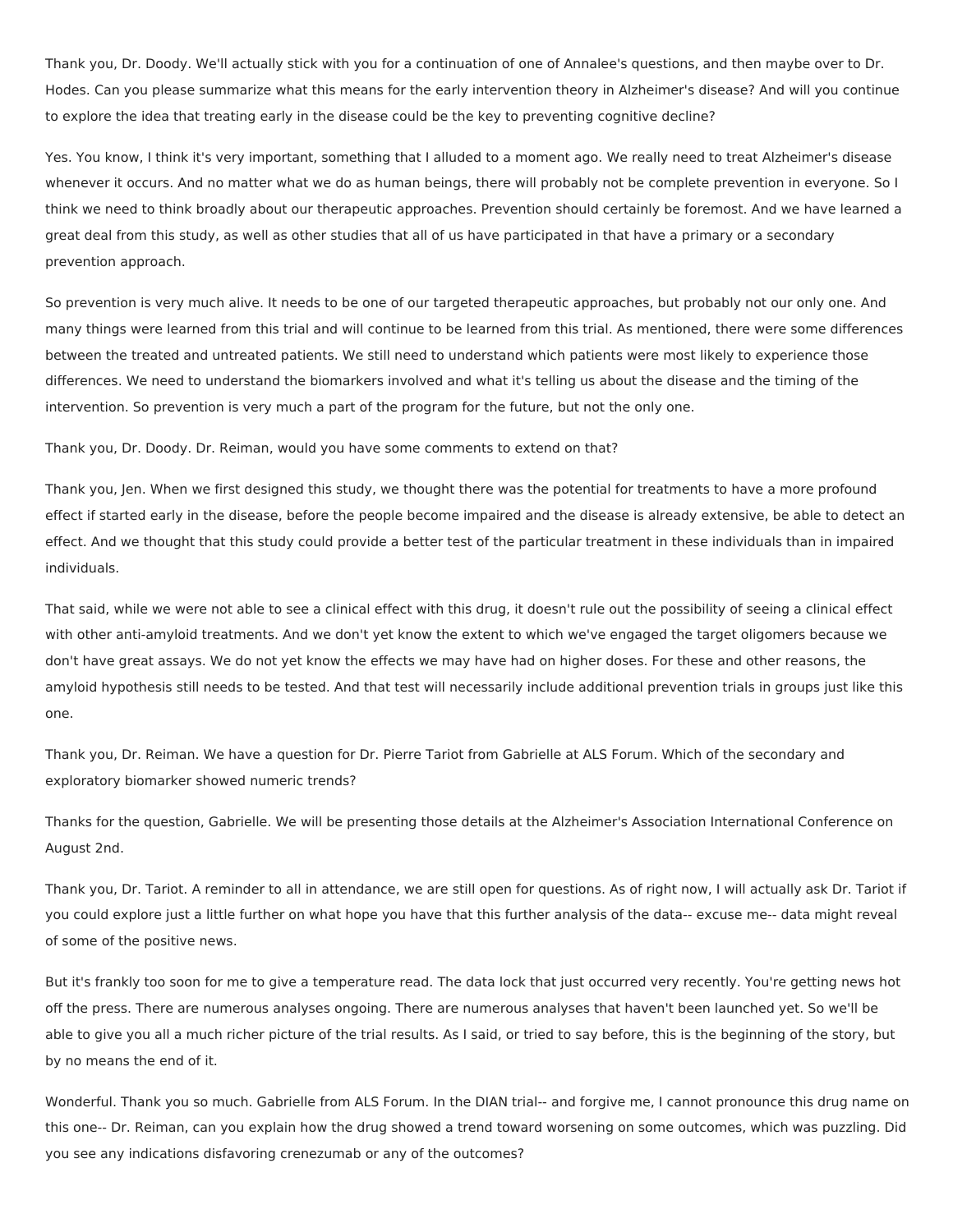Thank you, Dr. Doody. We'll actually stick with you for a continuation of one of Annalee's questions, and then maybe over to Dr. Hodes. Can you please summarize what this means for the early intervention theory in Alzheimer's disease? And will you continue to explore the idea that treating early in the disease could be the key to preventing cognitive decline?

Yes. You know, I think it's very important, something that I alluded to a moment ago. We really need to treat Alzheimer's disease whenever it occurs. And no matter what we do as human beings, there will probably not be complete prevention in everyone. So I think we need to think broadly about our therapeutic approaches. Prevention should certainly be foremost. And we have learned a great deal from this study, as well as other studies that all of us have participated in that have a primary or a secondary prevention approach.

So prevention is very much alive. It needs to be one of our targeted therapeutic approaches, but probably not our only one. And many things were learned from this trial and will continue to be learned from this trial. As mentioned, there were some differences between the treated and untreated patients. We still need to understand which patients were most likely to experience those differences. We need to understand the biomarkers involved and what it's telling us about the disease and the timing of the intervention. So prevention is very much a part of the program for the future, but not the only one.

Thank you, Dr. Doody. Dr. Reiman, would you have some comments to extend on that?

Thank you, Jen. When we first designed this study, we thought there was the potential for treatments to have a more profound effect if started early in the disease, before the people become impaired and the disease is already extensive, be able to detect an effect. And we thought that this study could provide a better test of the particular treatment in these individuals than in impaired individuals.

That said, while we were not able to see a clinical effect with this drug, it doesn't rule out the possibility of seeing a clinical effect with other anti-amyloid treatments. And we don't yet know the extent to which we've engaged the target oligomers because we don't have great assays. We do not yet know the effects we may have had on higher doses. For these and other reasons, the amyloid hypothesis still needs to be tested. And that test will necessarily include additional prevention trials in groups just like this one.

Thank you, Dr. Reiman. We have a question for Dr. Pierre Tariot from Gabrielle at ALS Forum. Which of the secondary and exploratory biomarker showed numeric trends?

Thanks for the question, Gabrielle. We will be presenting those details at the Alzheimer's Association International Conference on August 2nd.

Thank you, Dr. Tariot. A reminder to all in attendance, we are still open for questions. As of right now, I will actually ask Dr. Tariot if you could explore just a little further on what hope you have that this further analysis of the data-- excuse me-- data might reveal of some of the positive news.

But it's frankly too soon for me to give a temperature read. The data lock that just occurred very recently. You're getting news hot off the press. There are numerous analyses ongoing. There are numerous analyses that haven't been launched yet. So we'll be able to give you all a much richer picture of the trial results. As I said, or tried to say before, this is the beginning of the story, but by no means the end of it.

Wonderful. Thank you so much. Gabrielle from ALS Forum. In the DIAN trial-- and forgive me, I cannot pronounce this drug name on this one-- Dr. Reiman, can you explain how the drug showed a trend toward worsening on some outcomes, which was puzzling. Did you see any indications disfavoring crenezumab or any of the outcomes?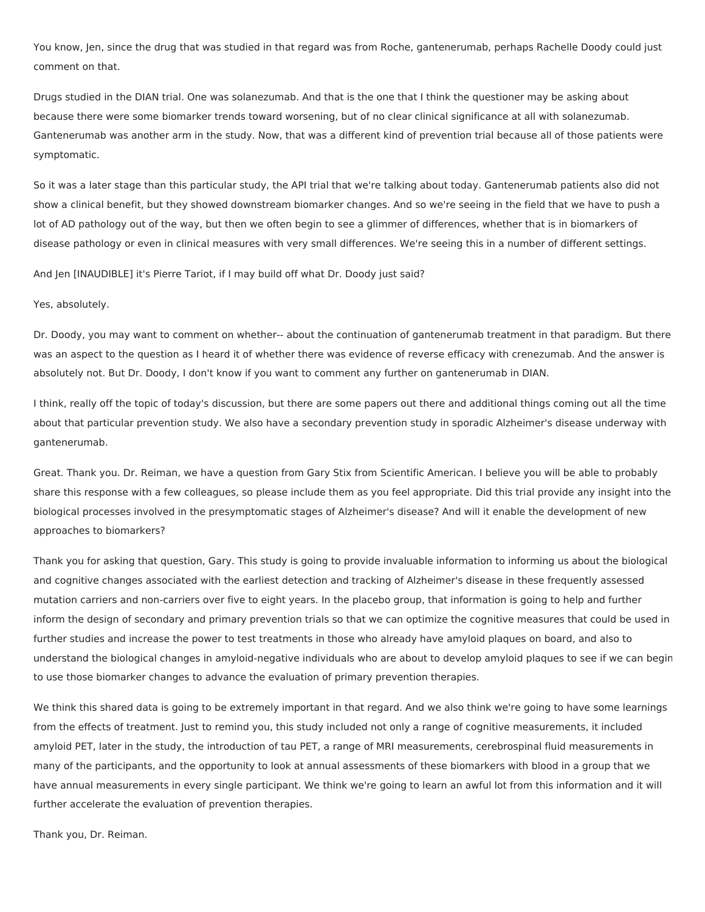You know, Jen, since the drug that was studied in that regard was from Roche, gantenerumab, perhaps Rachelle Doody could just comment on that.

Drugs studied in the DIAN trial. One was solanezumab. And that is the one that I think the questioner may be asking about because there were some biomarker trends toward worsening, but of no clear clinical significance at all with solanezumab. Gantenerumab was another arm in the study. Now, that was a different kind of prevention trial because all of those patients were symptomatic.

So it was a later stage than this particular study, the API trial that we're talking about today. Gantenerumab patients also did not show a clinical benefit, but they showed downstream biomarker changes. And so we're seeing in the field that we have to push a lot of AD pathology out of the way, but then we often begin to see a glimmer of differences, whether that is in biomarkers of disease pathology or even in clinical measures with very small differences. We're seeing this in a number of different settings.

And Jen [INAUDIBLE] it's Pierre Tariot, if I may build off what Dr. Doody just said?

Yes, absolutely.

Dr. Doody, you may want to comment on whether-- about the continuation of gantenerumab treatment in that paradigm. But there was an aspect to the question as I heard it of whether there was evidence of reverse efficacy with crenezumab. And the answer is absolutely not. But Dr. Doody, I don't know if you want to comment any further on gantenerumab in DIAN.

I think, really off the topic of today's discussion, but there are some papers out there and additional things coming out all the time about that particular prevention study. We also have a secondary prevention study in sporadic Alzheimer's disease underway with gantenerumab.

Great. Thank you. Dr. Reiman, we have a question from Gary Stix from Scientific American. I believe you will be able to probably share this response with a few colleagues, so please include them as you feel appropriate. Did this trial provide any insight into the biological processes involved in the presymptomatic stages of Alzheimer's disease? And will it enable the development of new approaches to biomarkers?

Thank you for asking that question, Gary. This study is going to provide invaluable information to informing us about the biological and cognitive changes associated with the earliest detection and tracking of Alzheimer's disease in these frequently assessed mutation carriers and non-carriers over five to eight years. In the placebo group, that information is going to help and further inform the design of secondary and primary prevention trials so that we can optimize the cognitive measures that could be used in further studies and increase the power to test treatments in those who already have amyloid plaques on board, and also to understand the biological changes in amyloid-negative individuals who are about to develop amyloid plaques to see if we can begin to use those biomarker changes to advance the evaluation of primary prevention therapies.

We think this shared data is going to be extremely important in that regard. And we also think we're going to have some learnings from the effects of treatment. Just to remind you, this study included not only a range of cognitive measurements, it included amyloid PET, later in the study, the introduction of tau PET, a range of MRI measurements, cerebrospinal fluid measurements in many of the participants, and the opportunity to look at annual assessments of these biomarkers with blood in a group that we have annual measurements in every single participant. We think we're going to learn an awful lot from this information and it will further accelerate the evaluation of prevention therapies.

Thank you, Dr. Reiman.